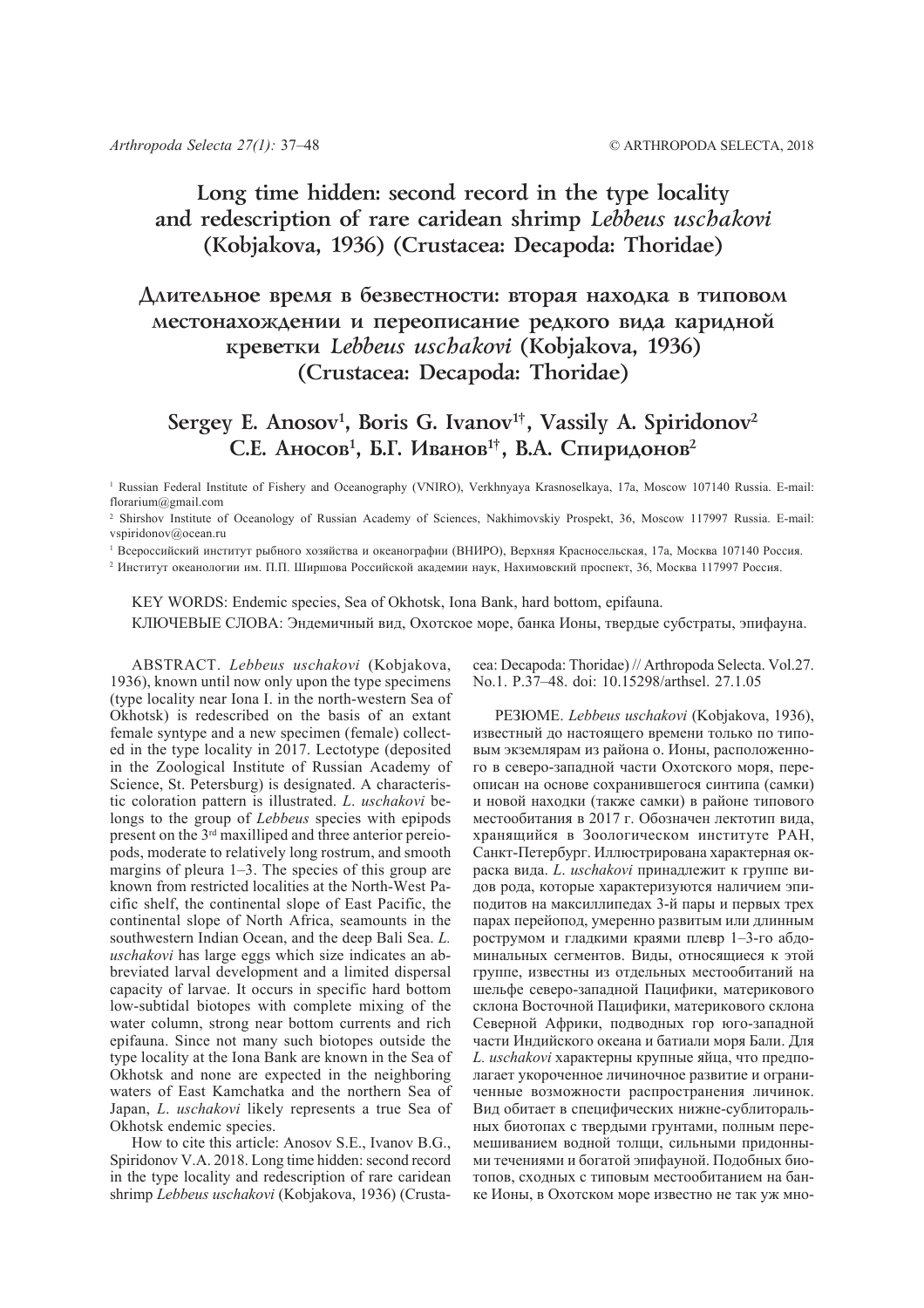# Long time hidden: second record in the type locality and redescription of rare caridean shrimp *Lebbeus uschakovi* (Kobjakova, 1936) (Crustacea: Decapoda: Thoridae)

# Длительное время в безвестности: вторая находка в типовом местонахождении и переописание редкого вида каридной креветки *Lebbeus uschakovi* (Kobjakova, 1936) (Crustacea: Decapoda: Thoridae)

## Sergey E. Anosov[1], Boris G. Ivanov[1†], Vassily A. Spiridonov[2]
## С.Е. Аносов[1], Б.Г. Иванов[1†], В.А. Спиридонов[2]

[1] Russian Federal Institute of Fishery and Oceanography (VNIRO), Verkhnyaya Krasnoselkaya, 17a, Moscow 107140 Russia. E-mail: florarium@gmail.com

[2] Shirshov Institute of Oceanology of Russian Academy of Sciences, Nakhimovskiy Prospekt, 36, Moscow 117997 Russia. E-mail: vspiridonov@ocean.ru

[1] Всероссийский институт рыбного хозяйства и океанографии (ВНИРО), Верхняя Красносельская, 17а, Москва 107140 Россия.

[2] Институт океанологии им. П.П. Ширшова Российской академии наук, Нахимовский проспект, 36, Москва 117997 Россия.

KEY WORDS: Endemic species, Sea of Okhotsk, Iona Bank, hard bottom, epifauna.

КЛЮЧЕВЫЕ СЛОВА: Эндемичный вид, Охотское море, банка Ионы, твердые субстраты, эпифауна.

ABSTRACT. *Lebbeus uschakovi* (Kobjakova, 1936), known until now only upon the type specimens (type locality near Iona I. in the north-western Sea of Okhotsk) is redescribed on the basis of an extant female syntype and a new specimen (female) collected in the type locality in 2017. Lectotype (deposited in the Zoological Institute of Russian Academy of Science, St. Petersburg) is designated. A characteristic coloration pattern is illustrated. *L. uschakovi* belongs to the group of *Lebbeus* species with epipods present on the 3rd maxilliped and three anterior pereiopods, moderate to relatively long rostrum, and smooth margins of pleura 1–3. The species of this group are known from restricted localities at the North-West Pacific shelf, the continental slope of East Pacific, the continental slope of North Africa, seamounts in the southwestern Indian Ocean, and the deep Bali Sea. *L. uschakovi* has large eggs which size indicates an abbreviated larval development and a limited dispersal capacity of larvae. It occurs in specific hard bottom low-subtidal biotopes with complete mixing of the water column, strong near bottom currents and rich epifauna. Since not many such biotopes outside the type locality at the Iona Bank are known in the Sea of Okhotsk and none are expected in the neighboring waters of East Kamchatka and the northern Sea of Japan, *L. uschakovi* likely represents a true Sea of Okhotsk endemic species.

How to cite this article: Anosov S.E., Ivanov B.G., Spiridonov V.A. 2018. Long time hidden: second record in the type locality and redescription of rare caridean shrimp *Lebbeus uschakovi* (Kobjakova, 1936) (Crustacea: Decapoda: Thoridae) // Arthropoda Selecta. Vol.27. No.1. P.37–48. doi: 10.15298/arthsel. 27.1.05

РЕЗЮМЕ. *Lebbeus uschakovi* (Kobjakova, 1936), известный до настоящего времени только по типовым экземплярам из района о. Ионы, расположенного в северо-западной части Охотского моря, переописан на основе сохранившегося синтипа (самки) и новой находки (также самки) в районе типового местообитания в 2017 г. Обозначен лектотип вида, хранящийся в Зоологическом институте РАН, Санкт-Петербург. Иллюстрирована характерная окраска вида. *L. uschakovi* принадлежит к группе видов рода, которые характеризуются наличием эпиподитов на максиллипедах 3-й пары и первых трех парах перейопод, умеренно развитым или длинным рострумом и гладкими краями плевр 1–3-го абдоминальных сегментов. Виды, относящиеся к этой группе, известны из отдельных местообитаний на шельфе северо-западной Пацифики, материкового склона Восточной Пацифики, материкового склона Северной Африки, подводных гор юго-западной части Индийского океана и батиали моря Бали. Для *L. uschakovi* характерны крупные яйца, что предполагает укороченное личиночное развитие и ограниченные возможности распространения личинок. Вид обитает в специфических нижне-сублиторальных биотопах с твердыми грунтами, полным перемешиванием водной толщи, сильными придонными течениями и богатой эпифауной. Подобных биотопов, сходных с типовым местообитанием на банке Ионы, в Охотском море известно не так уж мно-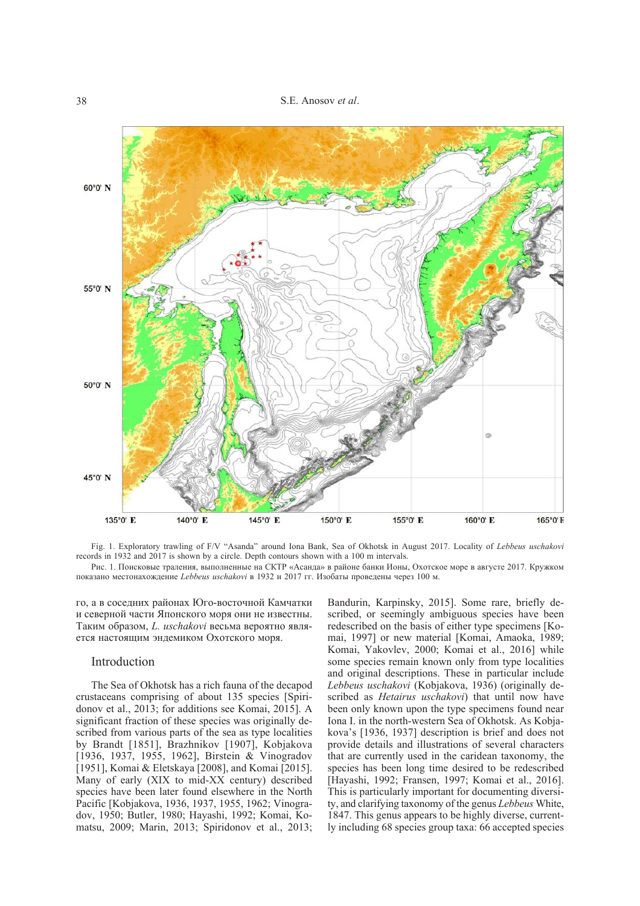Fig. 1. Exploratory trawling of F/V "Asanda" around Iona Bank, Sea of Okhotsk in August 2017. Locality of *Lebbeus uschakovi* records in 1932 and 2017 is shown by a circle. Depth contours shown with a 100 m intervals.

Рис. 1. Поисковые траления, выполненные на СКТР «Асанда» в районе банки Ионы, Охотское море в августе 2017. Кружком показано местонахождение *Lebbeus uschakovi* в 1932 и 2017 гг. Изобаты проведены через 100 м.

го, а в соседних районах Юго-восточной Камчатки и северной части Японского моря они не известны. Таким образом, *L. uschakovi* весьма вероятно является настоящим эндемиком Охотского моря.

## Introduction

The Sea of Okhotsk has a rich fauna of the decapod crustaceans comprising of about 135 species [Spiridonov et al., 2013; for additions see Komai, 2015]. A significant fraction of these species was originally described from various parts of the sea as type localities by Brandt [1851], Brazhnikov [1907], Kobjakova [1936, 1937, 1955, 1962], Birstein & Vinogradov [1951], Komai & Eletskaya [2008], and Komai [2015]. Many of early (XIX to mid-XX century) described species have been later found elsewhere in the North Pacific [Kobjakova, 1936, 1937, 1955, 1962; Vinogradov, 1950; Butler, 1980; Hayashi, 1992; Komai, Komatsu, 2009; Marin, 2013; Spiridonov et al., 2013; Bandurin, Karpinsky, 2015]. Some rare, briefly described, or seemingly ambiguous species have been redescribed on the basis of either type specimens [Komai, 1997] or new material [Komai, Amaoka, 1989; Komai, Yakovlev, 2000; Komai et al., 2016] while some species remain known only from type localities and original descriptions. These in particular include *Lebbeus uschakovi* (Kobjakova, 1936) (originally described as *Hetairus uschakovi*) that until now have been only known upon the type specimens found near Iona I. in the north-western Sea of Okhotsk. As Kobjakova's [1936, 1937] description is brief and does not provide details and illustrations of several characters that are currently used in the caridean taxonomy, the species has been long time desired to be redescribed [Hayashi, 1992; Fransen, 1997; Komai et al., 2016]. This is particularly important for documenting diversity, and clarifying taxonomy of the genus *Lebbeus* White, 1847. This genus appears to be highly diverse, currently including 68 species group taxa: 66 accepted species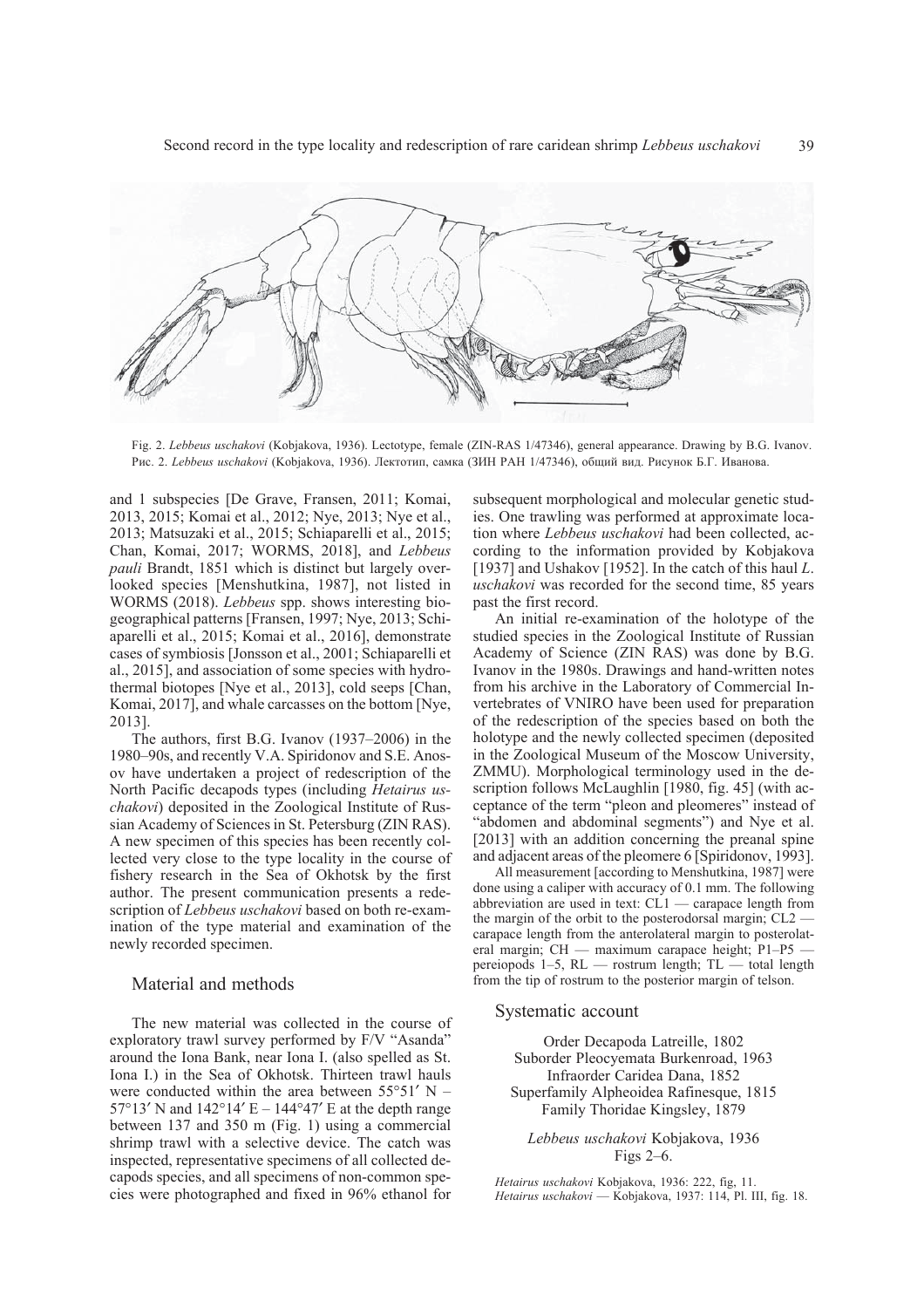Fig. 2. *Lebbeus uschakovi* (Kobjakova, 1936). Lectotype, female (ZIN-RAS 1/47346), general appearance. Drawing by B.G. Ivanov.
Рис. 2. *Lebbeus uschakovi* (Kobjakova, 1936). Лектотип, самка (ЗИН РАН 1/47346), общий вид. Рисунок Б.Г. Иванова.

and 1 subspecies [De Grave, Fransen, 2011; Komai, 2013, 2015; Komai et al., 2012; Nye, 2013; Nye et al., 2013; Matsuzaki et al., 2015; Schiaparelli et al., 2015; Chan, Komai, 2017; WORMS, 2018], and *Lebbeus pauli* Brandt, 1851 which is distinct but largely overlooked species [Menshutkina, 1987], not listed in WORMS (2018). *Lebbeus* spp. shows interesting biogeographical patterns [Fransen, 1997; Nye, 2013; Schiaparelli et al., 2015; Komai et al., 2016], demonstrate cases of symbiosis [Jonsson et al., 2001; Schiaparelli et al., 2015], and association of some species with hydrothermal biotopes [Nye et al., 2013], cold seeps [Chan, Komai, 2017], and whale carcasses on the bottom [Nye, 2013].

The authors, first B.G. Ivanov (1937–2006) in the 1980–90s, and recently V.A. Spiridonov and S.E. Anosov have undertaken a project of redescription of the North Pacific decapods types (including *Hetairus uschakovi*) deposited in the Zoological Institute of Russian Academy of Sciences in St. Petersburg (ZIN RAS). A new specimen of this species has been recently collected very close to the type locality in the course of fishery research in the Sea of Okhotsk by the first author. The present communication presents a redescription of *Lebbeus uschakovi* based on both re-examination of the type material and examination of the newly recorded specimen.

## Material and methods

The new material was collected in the course of exploratory trawl survey performed by F/V "Asanda" around the Iona Bank, near Iona I. (also spelled as St. Iona I.) in the Sea of Okhotsk. Thirteen trawl hauls were conducted within the area between 55°51′ N – 57°13′ N and 142°14′ E – 144°47′ E at the depth range between 137 and 350 m (Fig. 1) using a commercial shrimp trawl with a selective device. The catch was inspected, representative specimens of all collected decapods species, and all specimens of non-common species were photographed and fixed in 96% ethanol for subsequent morphological and molecular genetic studies. One trawling was performed at approximate location where *Lebbeus uschakovi* had been collected, according to the information provided by Kobjakova [1937] and Ushakov [1952]. In the catch of this haul *L. uschakovi* was recorded for the second time, 85 years past the first record.

An initial re-examination of the holotype of the studied species in the Zoological Institute of Russian Academy of Science (ZIN RAS) was done by B.G. Ivanov in the 1980s. Drawings and hand-written notes from his archive in the Laboratory of Commercial Invertebrates of VNIRO have been used for preparation of the redescription of the species based on both the holotype and the newly collected specimen (deposited in the Zoological Museum of the Moscow University, ZMMU). Morphological terminology used in the description follows McLaughlin [1980, fig. 45] (with acceptance of the term "pleon and pleomeres" instead of "abdomen and abdominal segments") and Nye et al. [2013] with an addition concerning the preanal spine and adjacent areas of the pleomere 6 [Spiridonov, 1993].

All measurement [according to Menshutkina, 1987] were done using a caliper with accuracy of 0.1 mm. The following abbreviation are used in text: CL1 — carapace length from the margin of the orbit to the posterodorsal margin; CL2 — carapace length from the anterolateral margin to posterolateral margin; CH — maximum carapace height; P1–P5 — pereiopods 1–5, RL — rostrum length; TL — total length from the tip of rostrum to the posterior margin of telson.

## Systematic account

Order Decapoda Latreille, 1802
Suborder Pleocyemata Burkenroad, 1963
Infraorder Caridea Dana, 1852
Superfamily Alpheoidea Rafinesque, 1815
Family Thoridae Kingsley, 1879

*Lebbeus uschakovi* Kobjakova, 1936
Figs 2–6.

*Hetairus uschakovi* Kobjakova, 1936: 222, fig, 11.
*Hetairus uschakovi* — Kobjakova, 1937: 114, Pl. III, fig. 18.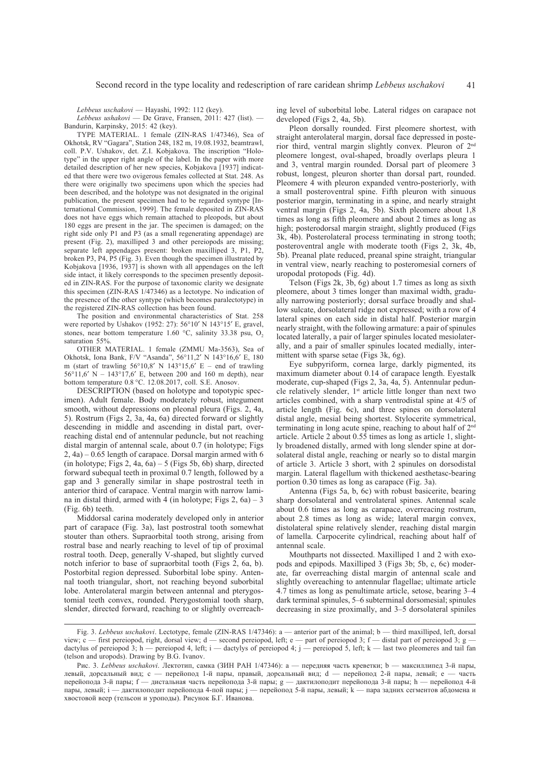*Lebbeus uschakovi* — Hayashi, 1992: 112 (key).

*Lebbeus ushakovi* — De Grave, Fransen, 2011: 427 (list). — Bandurin, Karpinsky, 2015: 42 (key).

TYPE MATERIAL. 1 female (ZIN-RAS 1/47346), Sea of Okhotsk, RV "Gagara", Station 248, 182 m, 19.08.1932, beamtrawl, coll. P.V. Ushakov, det. Z.I. Kobjakova. The inscription "Holotype" in the upper right angle of the label. In the paper with more detailed description of her new species, Kobjakova [1937] indicated that there were two ovigerous females collected at Stat. 248. As there were originally two specimens upon which the species had been described, and the holotype was not designated in the original publication, the present specimen had to be regarded syntype [International Commission, 1999]. The female deposited in ZIN-RAS does not have eggs which remain attached to pleopods, but about 180 eggs are present in the jar. The specimen is damaged; on the right side only P1 and P3 (as a small regenerating appendage) are present (Fig. 2), maxilliped 3 and other pereiopods are missing; separate left appendages present: broken maxilliped 3, P1, P2, broken P3, P4, P5 (Fig. 3). Even though the specimen illustrated by Kobjakova [1936, 1937] is shown with all appendages on the left side intact, it likely corresponds to the specimen presently deposited in ZIN-RAS. For the purpose of taxonomic clarity we designate this specimen (ZIN-RAS 1/47346) as a lectotype. No indication of the presence of the other syntype (which becomes paralectotype) in the registered ZIN-RAS collection has been found.

The position and environmental characteristics of Stat. 258 were reported by Ushakov (1952: 27): 56°10′ N 143°15′ E, gravel, stones, near bottom temperature 1.60 °C, salinity 33.38 psu, $O_2$ saturation 55%.

OTHER MATERIAL. 1 female (ZMMU Ma-3563), Sea of Okhotsk, Iona Bank, F/V "Asanda", 56°11,2′ N 143°16,6′ E, 180 m (start of trawling 56°10,8′ N 143°15,6′ E – end of trawling 56°11,6′ N – 143°17,6′ E, between 200 and 160 m depth), near bottom temperature 0.8 °C. 12.08.2017, coll. S.E. Anosov.

DESCRIPTION (based on holotype and topotypic specimen). Adult female. Body moderately robust, integument smooth, without depressions on pleonal pleura (Figs. 2, 4a, 5). Rostrum (Figs 2, 3a, 4a, 6a) directed forward or slightly descending in middle and ascending in distal part, overreaching distal end of antennular peduncle, but not reaching distal margin of antennal scale, about 0.7 (in holotype; Figs 2, 4a) – 0.65 length of carapace. Dorsal margin armed with 6 (in holotype; Figs 2, 4a, 6a) – 5 (Figs 5b, 6b) sharp, directed forward subequal teeth in proximal 0.7 length, followed by a gap and 3 generally similar in shape postrostral teeth in anterior third of carapace. Ventral margin with narrow lamina in distal third, armed with 4 (in holotype; Figs 2, 6a) – 3 (Fig. 6b) teeth.

Middorsal carina moderately developed only in anterior part of carapace (Fig. 3a), last postrostral tooth somewhat stouter than others. Supraorbital tooth strong, arising from rostral base and nearly reaching to level of tip of proximal rostral tooth. Deep, generally V-shaped, but slightly curved notch inferior to base of supraorbital tooth (Figs 2, 6a, b). Postorbital region depressed. Suborbital lobe spiny. Antennal tooth triangular, short, not reaching beyond suborbital lobe. Anterolateral margin between antennal and pterygostomial teeth convex, rounded. Pterygostomial tooth sharp, slender, directed forward, reaching to or slightly overreaching level of suborbital lobe. Lateral ridges on carapace not developed (Figs 2, 4a, 5b).

Pleon dorsally rounded. First pleomere shortest, with straight anterolateral margin, dorsal face depressed in posterior third, ventral margin slightly convex. Pleuron of 2[nd] pleomere longest, oval-shaped, broadly overlaps pleura 1 and 3, ventral margin rounded. Dorsal part of pleomere 3 robust, longest, pleuron shorter than dorsal part, rounded. Pleomere 4 with pleuron expanded ventro-posteriorly, with a small posteroventral spine. Fifth pleuron with sinuous posterior margin, terminating in a spine, and nearly straight ventral margin (Figs 2, 4a, 5b). Sixth pleomere about 1,8 times as long as fifth pleomere and about 2 times as long as high; posterodorsal margin straight, slightly produced (Figs 3k, 4b). Posterolateral process terminating in strong tooth; posteroventral angle with moderate tooth (Figs 2, 3k, 4b, 5b). Preanal plate reduced, preanal spine straight, triangular in ventral view, nearly reaching to posteromesial corners of uropodal protopods (Fig. 4d).

Telson (Figs 2k, 3b, 6g) about 1.7 times as long as sixth pleomere, about 3 times longer than maximal width, gradually narrowing posteriorly; dorsal surface broadly and shallow sulcate, dorsolateral ridge not expressed; with a row of 4 lateral spines on each side in distal half. Posterior margin nearly straight, with the following armature: a pair of spinules located laterally, a pair of larger spinules located mesiolaterally, and a pair of smaller spinules located medially, intermittent with sparse setae (Figs 3k, 6g).

Eye subpyriform, cornea large, darkly pigmented, its maximum diameter about 0.14 of carapace length. Eyestalk moderate, cup-shaped (Figs 2, 3a, 4a, 5). Antennular peduncle relatively slender, 1[st] article little longer than next two articles combined, with a sharp ventrodistal spine at 4/5 of article length (Fig. 6c), and three spines on dorsolateral distal angle, mesial being shortest. Stylocerite symmetrical, terminating in long acute spine, reaching to about half of 2[nd] article. Article 2 about 0.55 times as long as article 1, slightly broadened distally, armed with long slender spine at dorsolateral distal angle, reaching or nearly so to distal margin of article 3. Article 3 short, with 2 spinules on dorsodistal margin. Lateral flagellum with thickened aesthetasc-bearing portion 0.30 times as long as carapace (Fig. 3a).

Antenna (Figs 5a, b, 6c) with robust basicerite, bearing sharp dorsolateral and ventrolateral spines. Antennal scale about 0.6 times as long as carapace, overreacing rostrum, about 2.8 times as long as wide; lateral margin convex, distolateral spine relatively slender, reaching distal margin of lamella. Carpocerite cylindrical, reaching about half of antennal scale.

Mouthparts not dissected. Maxilliped 1 and 2 with exopods and epipods. Maxilliped 3 (Figs 3b; 5b, c, 6c) moderate, far overreaching distal margin of antennal scale and slightly overreaching to antennular flagellae; ultimate article 4.7 times as long as penultimate article, setose, bearing 3–4 dark terminal spinules, 5–6 subterminal dorsomesial; spinules decreasing in size proximally, and 3–5 dorsolateral spiniles

Fig. 3. *Lebbeus uschakovi*. Lectotype, female (ZIN-RAS 1/47346): a — anterior part of the animal; b — third maxilliped, left, dorsal view; c — first pereiopod, right, dorsal view; d — second pereiopod, left; e — part of pereiopod 3; f — distal part of pereiopod 3; g — dactylus of pereiopod 3; h — pereiopod 4, left; i — dactylys of pereiopod 4; j — pereiopod 5, left; k — last two pleomeres and tail fan (telson and uropods). Drawing by B.G. Ivanov.

Рис. 3. *Lebbeus uschakovi*. Лектотип, самка (ЗИН РАН 1/47346): a — передняя часть креветки; b — максиллипед 3-й пары, левый, дорсальный вид; c — переопод 1-й пары, правый, дорсальный вид; d — переопод 2-й пары, левый; e — часть переопода 3-й пары; f — дистальная часть переопода 3-й пары; g — дактилоподит переопода 3-й пары; h — переопод 4-й пары, левый; i — дактилоподит переопода 4-пой пары; j — переопод 5-й пары, левый; k — пара задних сегментов абдомена и хвостовой веер (тельсон и уроподы). Рисунок Б.Г. Иванова.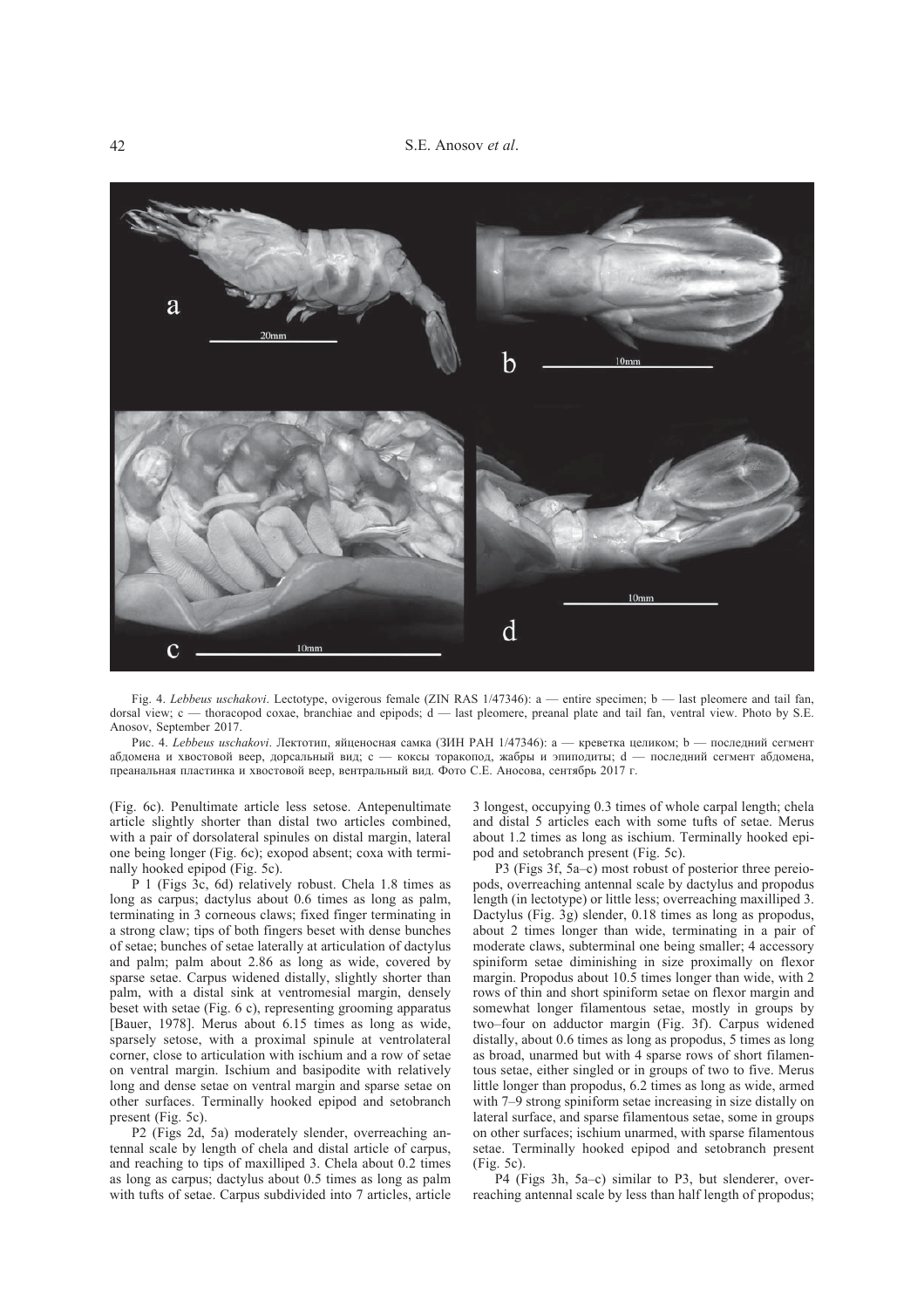Fig. 4. *Lebbeus uschakovi*. Lectotype, ovigerous female (ZIN RAS 1/47346): a — entire specimen; b — last pleomere and tail fan, dorsal view; c — thoracopod coxae, branchiae and epipods; d — last pleomere, preanal plate and tail fan, ventral view. Photo by S.E. Anosov, September 2017.

Рис. 4. *Lebbeus uschakovi*. Лектотип, яйценосная самка (ЗИН РАН 1/47346): a — креветка целиком; b — последний сегмент абдомена и хвостовой веер, дорсальный вид; c — коксы торакопод, жабры и эпиподиты; d — последний сегмент абдомена, преанальная пластинка и хвостовой веер, вентральный вид. Фото С.Е. Аносова, сентябрь 2017 г.

(Fig. 6c). Penultimate article less setose. Antepenultimate article slightly shorter than distal two articles combined, with a pair of dorsolateral spinules on distal margin, lateral one being longer (Fig. 6c); exopod absent; coxa with terminally hooked epipod (Fig. 5c).

P 1 (Figs 3c, 6d) relatively robust. Chela 1.8 times as long as carpus; dactylus about 0.6 times as long as palm, terminating in 3 corneous claws; fixed finger terminating in a strong claw; tips of both fingers beset with dense bunches of setae; bunches of setae laterally at articulation of dactylus and palm; palm about 2.86 as long as wide, covered by sparse setae. Carpus widened distally, slightly shorter than palm, with a distal sink at ventromesial margin, densely beset with setae (Fig. 6 c), representing grooming apparatus [Bauer, 1978]. Merus about 6.15 times as long as wide, sparsely setose, with a proximal spinule at ventrolateral corner, close to articulation with ischium and a row of setae on ventral margin. Ischium and basipodite with relatively long and dense setae on ventral margin and sparse setae on other surfaces. Terminally hooked epipod and setobranch present (Fig. 5c).

P2 (Figs 2d, 5a) moderately slender, overreaching antennal scale by length of chela and distal article of carpus, and reaching to tips of maxilliped 3. Chela about 0.2 times as long as carpus; dactylus about 0.5 times as long as palm with tufts of setae. Carpus subdivided into 7 articles, article 3 longest, occupying 0.3 times of whole carpal length; chela and distal 5 articles each with some tufts of setae. Merus about 1.2 times as long as ischium. Terminally hooked epipod and setobranch present (Fig. 5c).

P3 (Figs 3f, 5a–c) most robust of posterior three pereiopods, overreaching antennal scale by dactylus and propodus length (in lectotype) or little less; overreaching maxilliped 3. Dactylus (Fig. 3g) slender, 0.18 times as long as propodus, about 2 times longer than wide, terminating in a pair of moderate claws, subterminal one being smaller; 4 accessory spiniform setae diminishing in size proximally on flexor margin. Propodus about 10.5 times longer than wide, with 2 rows of thin and short spiniform setae on flexor margin and somewhat longer filamentous setae, mostly in groups by two–four on adductor margin (Fig. 3f). Carpus widened distally, about 0.6 times as long as propodus, 5 times as long as broad, unarmed but with 4 sparse rows of short filamentous setae, either singled or in groups of two to five. Merus little longer than propodus, 6.2 times as long as wide, armed with 7–9 strong spiniform setae increasing in size distally on lateral surface, and sparse filamentous setae, some in groups on other surfaces; ischium unarmed, with sparse filamentous setae. Terminally hooked epipod and setobranch present (Fig. 5c).

P4 (Figs 3h, 5a–c) similar to P3, but slenderer, overreaching antennal scale by less than half length of propodus;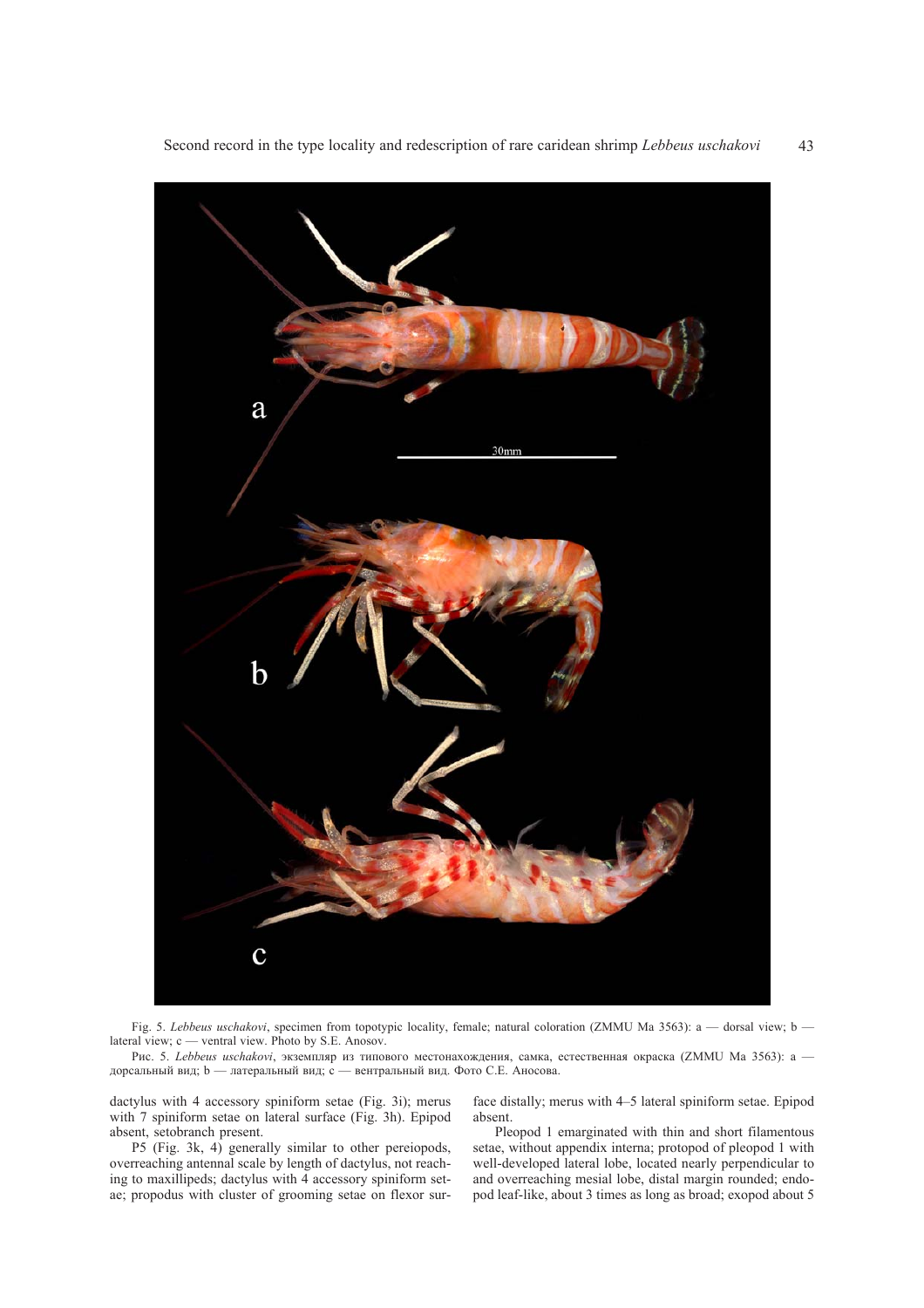Fig. 5. *Lebbeus uschakovi*, specimen from topotypic locality, female; natural coloration (ZMMU Ma 3563): a — dorsal view; b — lateral view; c — ventral view. Photo by S.E. Anosov.

Рис. 5. *Lebbeus uschakovi*, экземпляр из типового местонахождения, самка, естественная окраска (ZMMU Ma 3563): a — дорсальный вид; b — латеральный вид; c — вентральный вид. Фото С.Е. Аносова.

dactylus with 4 accessory spiniform setae (Fig. 3i); merus with 7 spiniform setae on lateral surface (Fig. 3h). Epipod absent, setobranch present.

P5 (Fig. 3k, 4) generally similar to other pereiopods, overreaching antennal scale by length of dactylus, not reaching to maxillipeds; dactylus with 4 accessory spiniform setae; propodus with cluster of grooming setae on flexor surface distally; merus with 4–5 lateral spiniform setae. Epipod absent.

Pleopod 1 emarginated with thin and short filamentous setae, without appendix interna; protopod of pleopod 1 with well-developed lateral lobe, located nearly perpendicular to and overreaching mesial lobe, distal margin rounded; endopod leaf-like, about 3 times as long as broad; exopod about 5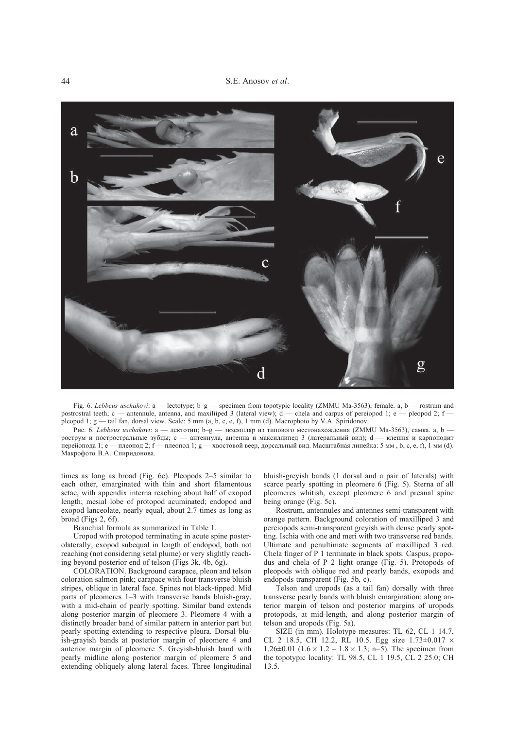Fig. 6. *Lebbeus uschakovi*: a — lectotype; b–g — specimen from topotypic locality (ZMMU Ma-3563), female. a, b — rostrum and postrostral teeth; c — antennule, antenna, and maxiliiped 3 (lateral view); d — chela and carpus of pereiopod 1; e — pleopod 2; f — pleopod 1; g — tail fan, dorsal view. Scale: 5 mm (a, b, c, e, f), 1 mm (d). Macrophoto by V.A. Spiridonov.

Рис. 6. *Lebbeus uschakovi*: a — лектотип; b–g — экземпляр из типового местонахождения (ZMMU Ma-3563), самка. a, b — рострум и постростральные зубцы; c — антеннула, антенна и максиллипед 3 (латеральный вид); d — клешня и карпоподит перейопода 1; e — плеопод 2; f — плеопод 1; g — хвостовой веер, дорсальный вид. Масштабная линейка: 5 мм , b, c, e, f), 1 мм (d). Макрофото В.А. Спиридонова.

times as long as broad (Fig. 6e). Pleopods 2–5 similar to each other, emarginated with thin and short filamentous setae, with appendix interna reaching about half of exopod length; mesial lobe of protopod acuminated; endopod and exopod lanceolate, nearly equal, about 2.7 times as long as broad (Figs 2, 6f).

Branchial formula as summarized in Table 1.

Uropod with protopod terminating in acute spine posterolaterally; exopod subequal in length of endopod, both not reaching (not considering setal plume) or very slightly reaching beyond posterior end of telson (Figs 3k, 4b, 6g).

COLORATION. Background carapace, pleon and telson coloration salmon pink; carapace with four transverse bluish stripes, oblique in lateral face. Spines not black-tipped. Mid parts of pleomeres 1–3 with transverse bands bluish-gray, with a mid-chain of pearly spotting. Similar band extends along posterior margin of pleomere 3. Pleomere 4 with a distinctly broader band of similar pattern in anterior part but pearly spotting extending to respective pleura. Dorsal bluish-grayish bands at posterior margin of pleomere 4 and anterior margin of pleomere 5. Greyish-bluish band with pearly midline along posterior margin of pleomere 5 and extending obliquely along lateral faces. Three longitudinal bluish-greyish bands (1 dorsal and a pair of laterals) with scarce pearly spotting in pleomere 6 (Fig. 5). Sterna of all pleomeres whitish, except pleomere 6 and preanal spine being orange (Fig. 5c).

Rostrum, antennules and antennes semi-transparent with orange pattern. Background coloration of maxilliped 3 and pereiopods semi-transparent greyish with dense pearly spotting. Ischia with one and meri with two transverse red bands. Ultimate and penultimate segments of maxilliped 3 red. Chela finger of P 1 terminate in black spots. Caspus, propodus and chela of P 2 light orange (Fig. 5). Protopods of pleopods with oblique red and pearly bands, exopods and endopods transparent (Fig. 5b, c).

Telson and uropods (as a tail fan) dorsally with three transverse pearly bands with bluish emargination: along anterior margin of telson and posterior margins of uropods protopods, at mid-length, and along posterior margin of telson and uropods (Fig. 5a).

SIZE (in mm). Holotype measures: TL 62, CL 1 14.7, CL 2 18.5, CH 12.2, RL 10.5. Egg size $1.73 \pm 0.017 \times 1.26 \pm 0.01$ ($1.6 \times 1.2 - 1.8 \times 1.3$; n=5). The specimen from the topotypic locality: TL 98.5, CL 1 19.5, CL 2 25.0; CH 13.5.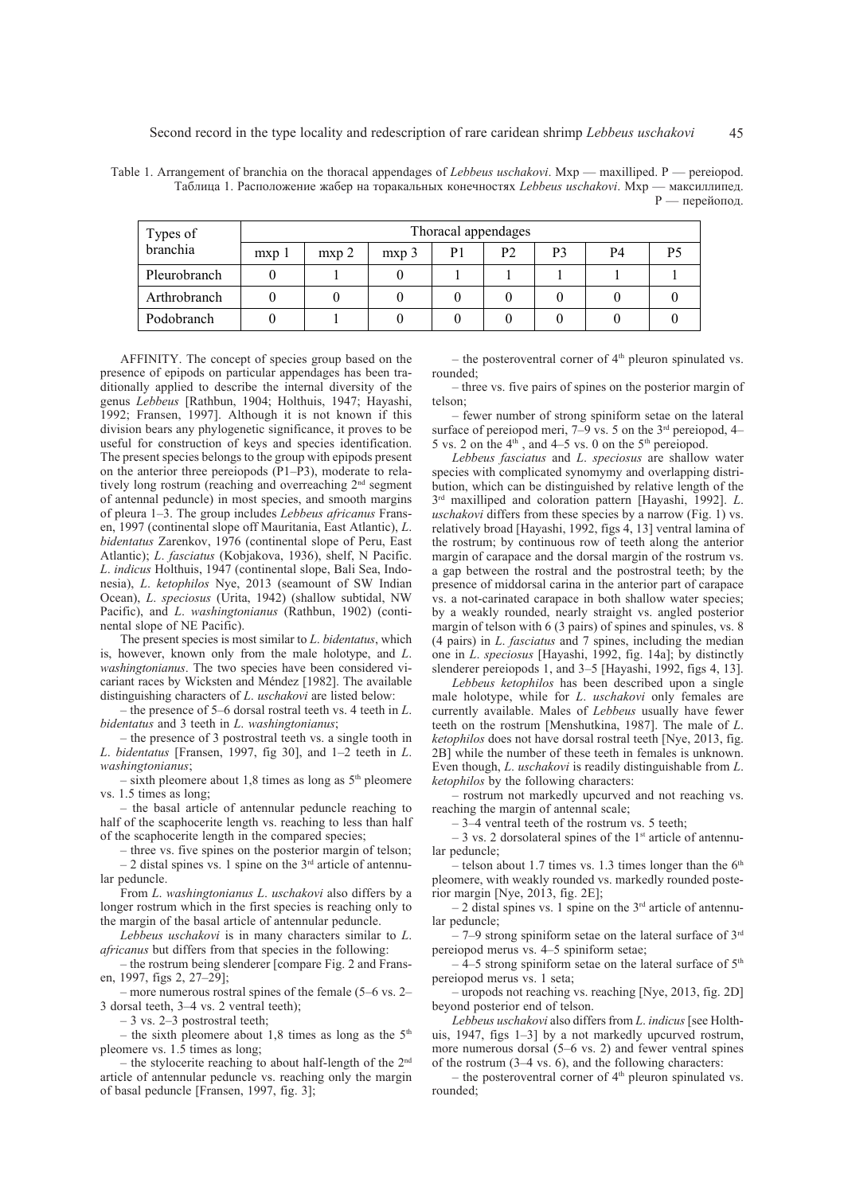Table 1. Arrangement of branchia on the thoracal appendages of *Lebbeus uschakovi*. Mxp — maxilliped. P — pereiopod.
Таблица 1. Расположение жабер на торакальных конечностях *Lebbeus uschakovi*. Mxp — максиллипед. P — перейопод.

| Types of branchia | Thoracal appendages | | | | | | | |
|---|---|---|---|---|---|---|---|---|
| | mxp 1 | mxp 2 | mxp 3 | P1 | P2 | P3 | P4 | P5 |
| Pleurobranch | 0 | 1 | 0 | 1 | 1 | 1 | 1 | 1 |
| Arthrobranch | 0 | 0 | 0 | 0 | 0 | 0 | 0 | 0 |
| Podobranch | 0 | 1 | 0 | 0 | 0 | 0 | 0 | 0 |

AFFINITY. The concept of species group based on the presence of epipods on particular appendages has been traditionally applied to describe the internal diversity of the genus *Lebbeus* [Rathbun, 1904; Holthuis, 1947; Hayashi, 1992; Fransen, 1997]. Although it is not known if this division bears any phylogenetic significance, it proves to be useful for construction of keys and species identification. The present species belongs to the group with epipods present on the anterior three pereiopods (P1–P3), moderate to relatively long rostrum (reaching and overreaching 2[nd] segment of antennal peduncle) in most species, and smooth margins of pleura 1–3. The group includes *Lebbeus africanus* Fransen, 1997 (continental slope off Mauritania, East Atlantic), *L. bidentatus* Zarenkov, 1976 (continental slope of Peru, East Atlantic); *L. fasciatus* (Kobjakova, 1936), shelf, N Pacific. *L. indicus* Holthuis, 1947 (continental slope, Bali Sea, Indonesia), *L. ketophilos* Nye, 2013 (seamount of SW Indian Ocean), *L. speciosus* (Urita, 1942) (shallow subtidal, NW Pacific), and *L. washingtonianus* (Rathbun, 1902) (continental slope of NE Pacific).

The present species is most similar to *L. bidentatus*, which is, however, known only from the male holotype, and *L. washingtonianus*. The two species have been considered vicariant races by Wicksten and Méndez [1982]. The available distinguishing characters of *L. uschakovi* are listed below:

– the presence of 5–6 dorsal rostral teeth vs. 4 teeth in *L. bidentatus* and 3 teeth in *L. washingtonianus*;

– the presence of 3 postrostral teeth vs. a single tooth in *L. bidentatus* [Fransen, 1997, fig 30], and 1–2 teeth in *L. washingtonianus*;

– sixth pleomere about 1,8 times as long as 5[th] pleomere vs. 1.5 times as long;

– the basal article of antennular peduncle reaching to half of the scaphocerite length vs. reaching to less than half of the scaphocerite length in the compared species;

– three vs. five spines on the posterior margin of telson;

– 2 distal spines vs. 1 spine on the 3[rd] article of antennular peduncle.

From *L. washingtonianus L. uschakovi* also differs by a longer rostrum which in the first species is reaching only to the margin of the basal article of antennular peduncle.

*Lebbeus uschakovi* is in many characters similar to *L. africanus* but differs from that species in the following:

– the rostrum being slenderer [compare Fig. 2 and Fransen, 1997, figs 2, 27–29];

– more numerous rostral spines of the female (5–6 vs. 2–3 dorsal teeth, 3–4 vs. 2 ventral teeth);

– 3 vs. 2–3 postrostral teeth;

– the sixth pleomere about 1,8 times as long as the 5[th] pleomere vs. 1.5 times as long;

– the stylocerite reaching to about half-length of the 2[nd] article of antennular peduncle vs. reaching only the margin of basal peduncle [Fransen, 1997, fig. 3];

– the posteroventral corner of 4[th] pleuron spinulated vs. rounded;

– three vs. five pairs of spines on the posterior margin of telson;

– fewer number of strong spiniform setae on the lateral surface of pereiopod meri, 7–9 vs. 5 on the 3[rd] pereiopod, 4–5 vs. 2 on the 4[th], and 4–5 vs. 0 on the 5[th] pereiopod.

*Lebbeus fasciatus* and *L. speciosus* are shallow water species with complicated synonymy and overlapping distribution, which can be distinguished by relative length of the 3[rd] maxilliped and coloration pattern [Hayashi, 1992]. *L. uschakovi* differs from these species by a narrow (Fig. 1) vs. relatively broad [Hayashi, 1992, figs 4, 13] ventral lamina of the rostrum; by continuous row of teeth along the anterior margin of carapace and the dorsal margin of the rostrum vs. a gap between the rostral and the postrostral teeth; by the presence of middorsal carina in the anterior part of carapace vs. a not-carinated carapace in both shallow water species; by a weakly rounded, nearly straight vs. angled posterior margin of telson with 6 (3 pairs) of spines and spinules, vs. 8 (4 pairs) in *L. fasciatus* and 7 spines, including the median one in *L. speciosus* [Hayashi, 1992, fig. 14a]; by distinctly slenderer pereiopods 1, and 3–5 [Hayashi, 1992, figs 4, 13].

*Lebbeus ketophilos* has been described upon a single male holotype, while for *L. uschakovi* only females are currently available. Males of *Lebbeus* usually have fewer teeth on the rostrum [Menshutkina, 1987]. The male of *L. ketophilos* does not have dorsal rostral teeth [Nye, 2013, fig. 2B] while the number of these teeth in females is unknown. Even though, *L. uschakovi* is readily distinguishable from *L. ketophilos* by the following characters:

– rostrum not markedly upcurved and not reaching vs. reaching the margin of antennal scale;

– 3–4 ventral teeth of the rostrum vs. 5 teeth;

– 3 vs. 2 dorsolateral spines of the 1[st] article of antennular peduncle;

– telson about 1.7 times vs. 1.3 times longer than the 6[th] pleomere, with weakly rounded vs. markedly rounded posterior margin [Nye, 2013, fig. 2E];

– 2 distal spines vs. 1 spine on the 3[rd] article of antennular peduncle;

– 7–9 strong spiniform setae on the lateral surface of 3[rd] pereiopod merus vs. 4–5 spiniform setae;

– 4–5 strong spiniform setae on the lateral surface of 5[th] pereiopod merus vs. 1 seta;

– uropods not reaching vs. reaching [Nye, 2013, fig. 2D] beyond posterior end of telson.

*Lebbeus uschakovi* also differs from *L. indicus* [see Holthuis, 1947, figs 1–3] by a not markedly upcurved rostrum, more numerous dorsal (5–6 vs. 2) and fewer ventral spines of the rostrum (3–4 vs. 6), and the following characters:

– the posteroventral corner of 4[th] pleuron spinulated vs. rounded;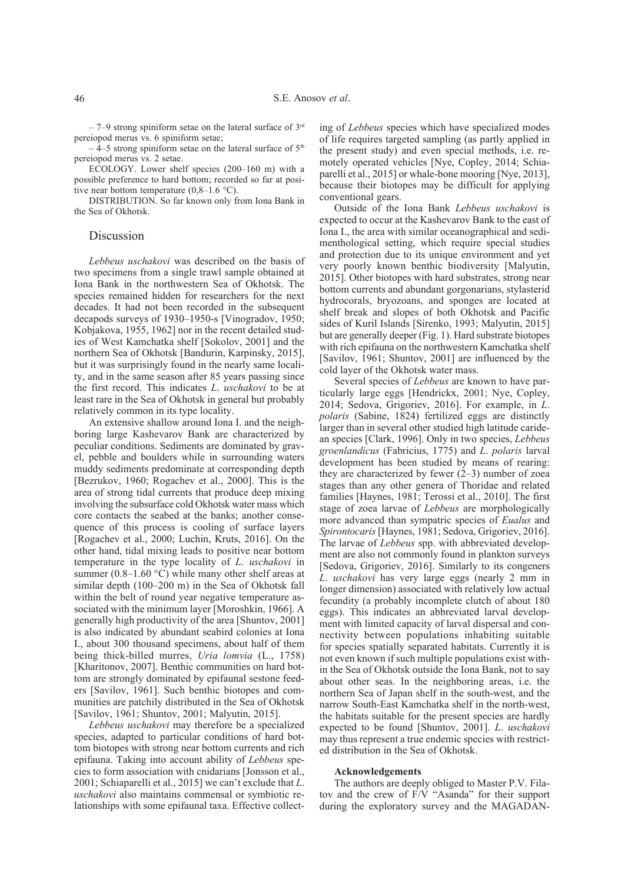– 7–9 strong spiniform setae on the lateral surface of 3rd pereiopod merus vs. 6 spiniform setae;

– 4–5 strong spiniform setae on the lateral surface of 5th pereiopod merus vs. 2 setae.

ECOLOGY. Lower shelf species (200–160 m) with a possible preference to hard bottom; recorded so far at positive near bottom temperature (0,8–1.6 °C).

DISTRIBUTION. So far known only from Iona Bank in the Sea of Okhotsk.

## Discussion

*Lebbeus uschakovi* was described on the basis of two specimens from a single trawl sample obtained at Iona Bank in the northwestern Sea of Okhotsk. The species remained hidden for researchers for the next decades. It had not been recorded in the subsequent decapods surveys of 1930–1950-s [Vinogradov, 1950; Kobjakova, 1955, 1962] nor in the recent detailed studies of West Kamchatka shelf [Sokolov, 2001] and the northern Sea of Okhotsk [Bandurin, Karpinsky, 2015], but it was surprisingly found in the nearly same locality, and in the same season after 85 years passing since the first record. This indicates *L. uschakovi* to be at least rare in the Sea of Okhotsk in general but probably relatively common in its type locality.

An extensive shallow around Iona I. and the neighboring large Kashevarov Bank are characterized by peculiar conditions. Sediments are dominated by gravel, pebble and boulders while in surrounding waters muddy sediments predominate at corresponding depth [Bezrukov, 1960; Rogachev et al., 2000]. This is the area of strong tidal currents that produce deep mixing involving the subsurface cold Okhotsk water mass which core contacts the seabed at the banks; another consequence of this process is cooling of surface layers [Rogachev et al., 2000; Luchin, Kruts, 2016]. On the other hand, tidal mixing leads to positive near bottom temperature in the type locality of *L. uschakovi* in summer (0.8–1.60 °C) while many other shelf areas at similar depth (100–200 m) in the Sea of Okhotsk fall within the belt of round year negative temperature associated with the minimum layer [Moroshkin, 1966]. A generally high productivity of the area [Shuntov, 2001] is also indicated by abundant seabird colonies at Iona I., about 300 thousand specimens, about half of them being thick-billed murres, *Uria lomvia* (L., 1758) [Kharitonov, 2007]. Benthic communities on hard bottom are strongly dominated by epifaunal sestone feeders [Savilov, 1961]. Such benthic biotopes and communities are patchily distributed in the Sea of Okhotsk [Savilov, 1961; Shuntov, 2001; Malyutin, 2015].

*Lebbeus uschakovi* may therefore be a specialized species, adapted to particular conditions of hard bottom biotopes with strong near bottom currents and rich epifauna. Taking into account ability of *Lebbeus* species to form association with cnidarians [Jonsson et al., 2001; Schiaparelli et al., 2015] we can't exclude that *L. uschakovi* also maintains commensal or symbiotic relationships with some epifaunal taxa. Effective collecting of *Lebbeus* species which have specialized modes of life requires targeted sampling (as partly applied in the present study) and even special methods, i.e. remotely operated vehicles [Nye, Copley, 2014; Schiaparelli et al., 2015] or whale-bone mooring [Nye, 2013], because their biotopes may be difficult for applying conventional gears.

Outside of the Iona Bank *Lebbeus uschakovi* is expected to occur at the Kashevarov Bank to the east of Iona I., the area with similar oceanographical and sedimenthological setting, which require special studies and protection due to its unique environment and yet very poorly known benthic biodiversity [Malyutin, 2015]. Other biotopes with hard substrates, strong near bottom currents and abundant gorgonarians, stylasterid hydrocorals, bryozoans, and sponges are located at shelf break and slopes of both Okhotsk and Pacific sides of Kuril Islands [Sirenko, 1993; Malyutin, 2015] but are generally deeper (Fig. 1). Hard substrate biotopes with rich epifauna on the northwestern Kamchatka shelf [Savilov, 1961; Shuntov, 2001] are influenced by the cold layer of the Okhotsk water mass.

Several species of *Lebbeus* are known to have particularly large eggs [Hendrickx, 2001; Nye, Copley, 2014; Sedova, Grigoriev, 2016]. For example, in *L. polaris* (Sabine, 1824) fertilized eggs are distinctly larger than in several other studied high latitude caridean species [Clark, 1996]. Only in two species, *Lebbeus groenlandicus* (Fabricius, 1775) and *L. polaris* larval development has been studied by means of rearing: they are characterized by fewer (2–3) number of zoea stages than any other genera of Thoridae and related families [Haynes, 1981; Terossi et al., 2010]. The first stage of zoea larvae of *Lebbeus* are morphologically more advanced than sympatric species of *Eualus* and *Spirontocaris* [Haynes, 1981; Sedova, Grigoriev, 2016]. The larvae of *Lebbeus* spp. with abbreviated development are also not commonly found in plankton surveys [Sedova, Grigoriev, 2016]. Similarly to its congeners *L. uschakovi* has very large eggs (nearly 2 mm in longer dimension) associated with relatively low actual fecundity (a probably incomplete clutch of about 180 eggs). This indicates an abbreviated larval development with limited capacity of larval dispersal and connectivity between populations inhabiting suitable for species spatially separated habitats. Currently it is not even known if such multiple populations exist within the Sea of Okhotsk outside the Iona Bank, not to say about other seas. In the neighboring areas, i.e. the northern Sea of Japan shelf in the south-west, and the narrow South-East Kamchatka shelf in the north-west, the habitats suitable for the present species are hardly expected to be found [Shuntov, 2001]. *L. uschakovi* may thus represent a true endemic species with restricted distribution in the Sea of Okhotsk.

#### Acknowledgements

The authors are deeply obliged to Master P.V. Filatov and the crew of F/V "Asanda" for their support during the exploratory survey and the MAGADAN-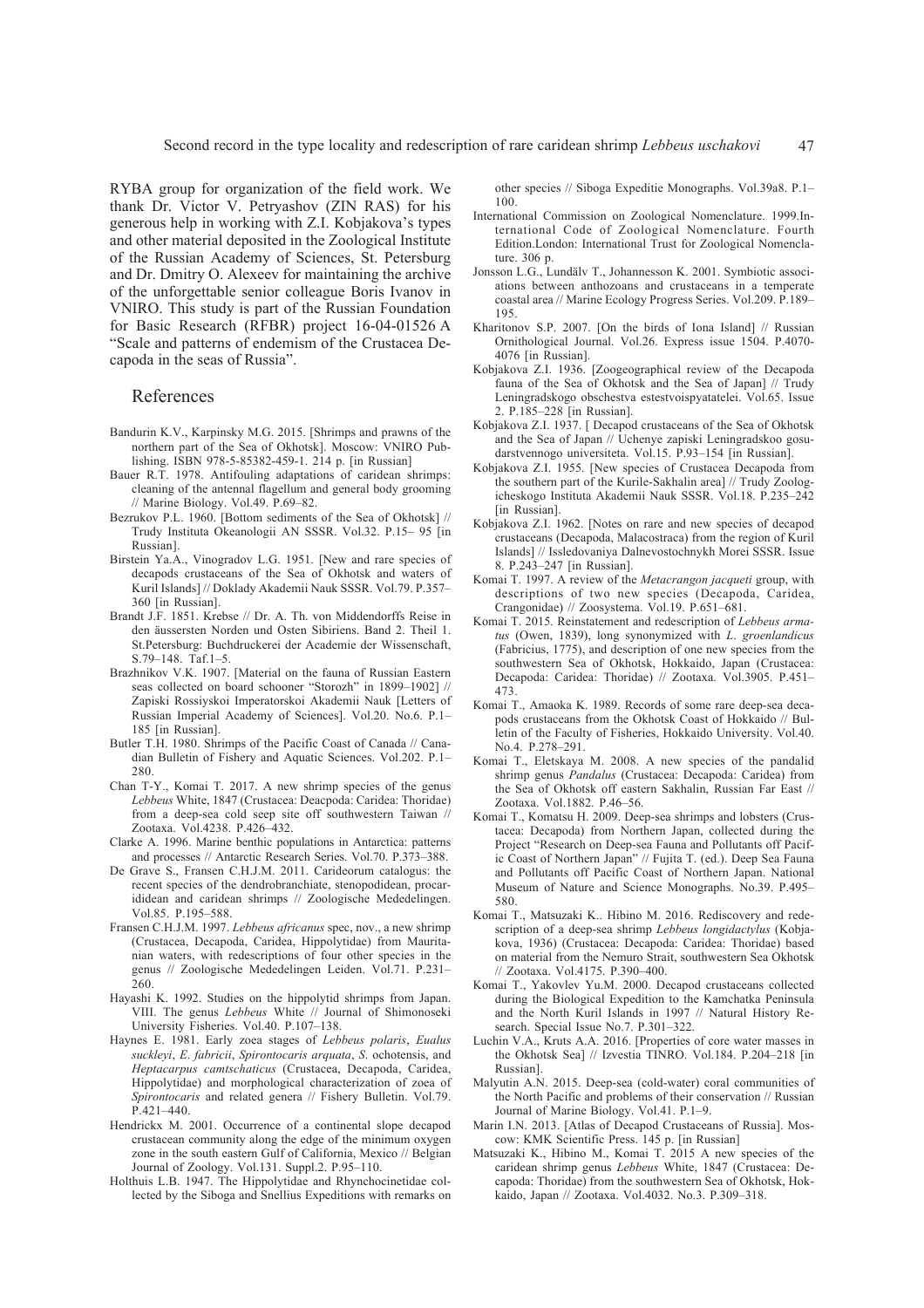RYBA group for organization of the field work. We thank Dr. Victor V. Petryashov (ZIN RAS) for his generous help in working with Z.I. Kobjakova's types and other material deposited in the Zoological Institute of the Russian Academy of Sciences, St. Petersburg and Dr. Dmitry O. Alexeev for maintaining the archive of the unforgettable senior colleague Boris Ivanov in VNIRO. This study is part of the Russian Foundation for Basic Research (RFBR) project 16-04-01526 A "Scale and patterns of endemism of the Crustacea Decapoda in the seas of Russia".

## References

Bandurin K.V., Karpinsky M.G. 2015. [Shrimps and prawns of the northern part of the Sea of Okhotsk]. Moscow: VNIRO Publishing. ISBN 978-5-85382-459-1. 214 p. [in Russian]

Bauer R.T. 1978. Antifouling adaptations of caridean shrimps: cleaning of the antennal flagellum and general body grooming // Marine Biology. Vol.49. P.69–82.

Bezrukov P.L. 1960. [Bottom sediments of the Sea of Okhotsk] // Trudy Instituta Okeanologii AN SSSR. Vol.32. P.15– 95 [in Russian].

Birstein Ya.A., Vinogradov L.G. 1951. [New and rare species of decapods crustaceans of the Sea of Okhotsk and waters of Kuril Islands] // Doklady Akademii Nauk SSSR. Vol.79. P.357–360 [in Russian].

Brandt J.F. 1851. Krebse // Dr. A. Th. von Middendorffs Reise in den äussersten Norden und Osten Sibiriens. Band 2. Theil 1. St.Petersburg: Buchdruckerei der Academie der Wissenschaft, S.79–148. Taf.1–5.

Brazhnikov V.K. 1907. [Material on the fauna of Russian Eastern seas collected on board schooner "Storozh" in 1899–1902] // Zapiski Rossiyskoi Imperatorskoi Akademii Nauk [Letters of Russian Imperial Academy of Sciences]. Vol.20. No.6. P.1–185 [in Russian].

Butler T.H. 1980. Shrimps of the Pacific Coast of Canada // Canadian Bulletin of Fishery and Aquatic Sciences. Vol.202. P.1–280.

Chan T-Y., Komai T. 2017. A new shrimp species of the genus *Lebbeus* White, 1847 (Crustacea: Deacpoda: Caridea: Thoridae) from a deep-sea cold seep site off southwestern Taiwan // Zootaxa. Vol.4238. P.426–432.

Clarke A. 1996. Marine benthic populations in Antarctica: patterns and processes // Antarctic Research Series. Vol.70. P.373–388.

De Grave S., Fransen C.H.J.M. 2011. Carideorum catalogus: the recent species of the dendrobranchiate, stenopodidean, procarididean and caridean shrimps // Zoologische Mededelingen. Vol.85. P.195–588.

Fransen C.H.J.M. 1997. *Lebbeus africanus* spec, nov., a new shrimp (Crustacea, Decapoda, Caridea, Hippolytidae) from Mauritanian waters, with redescriptions of four other species in the genus // Zoologische Mededelingen Leiden. Vol.71. P.231–260.

Hayashi K. 1992. Studies on the hippolytid shrimps from Japan. VIII. The genus *Lebbeus* White // Journal of Shimonoseki University Fisheries. Vol.40. P.107–138.

Haynes E. 1981. Early zoea stages of *Lebbeus polaris*, *Eualus suckleyi*, *E. fabricii*, *Spirontocaris arquata*, *S.* ochotensis, and *Heptacarpus camtschaticus* (Crustacea, Decapoda, Caridea, Hippolytidae) and morphological characterization of zoea of *Spirontocaris* and related genera // Fishery Bulletin. Vol.79. P.421–440.

Hendrickx M. 2001. Occurrence of a continental slope decapod crustacean community along the edge of the minimum oxygen zone in the south eastern Gulf of California, Mexico // Belgian Journal of Zoology. Vol.131. Suppl.2. P.95–110.

Holthuis L.B. 1947. The Hippolytidae and Rhynchocinetidae collected by the Siboga and Snellius Expeditions with remarks on other species // Siboga Expeditie Monographs. Vol.39a8. P.1–100.

International Commission on Zoological Nomenclature. 1999.International Code of Zoological Nomenclature. Fourth Edition.London: International Trust for Zoological Nomenclature. 306 p.

Jonsson L.G., Lundälv T., Johannesson K. 2001. Symbiotic associations between anthozoans and crustaceans in a temperate coastal area // Marine Ecology Progress Series. Vol.209. P.189–195.

Kharitonov S.P. 2007. [On the birds of Iona Island] // Russian Ornithological Journal. Vol.26. Express issue 1504. P.4070-4076 [in Russian].

Kobjakova Z.I. 1936. [Zoogeographical review of the Decapoda fauna of the Sea of Okhotsk and the Sea of Japan] // Trudy Leningradskogo obschestva estestvoispyatatelei. Vol.65. Issue 2. P.185–228 [in Russian].

Kobjakova Z.I. 1937. [ Decapod crustaceans of the Sea of Okhotsk and the Sea of Japan // Uchenye zapiski Leningradskoo gosudarstvennogo universiteta. Vol.15. P.93–154 [in Russian].

Kobjakova Z.I. 1955. [New species of Crustacea Decapoda from the southern part of the Kurile-Sakhalin area] // Trudy Zoologicheskogo Instituta Akademii Nauk SSSR. Vol.18. P.235–242 [in Russian].

Kobjakova Z.I. 1962. [Notes on rare and new species of decapod crustaceans (Decapoda, Malacostraca) from the region of Kuril Islands] // Issledovaniya Dalnevostochnykh Morei SSSR. Issue 8. P.243–247 [in Russian].

Komai T. 1997. A review of the *Metacrangon jacqueti* group, with descriptions of two new species (Decapoda, Caridea, Crangonidae) // Zoosystema. Vol.19. P.651–681.

Komai T. 2015. Reinstatement and redescription of *Lebbeus armatus* (Owen, 1839), long synonymized with *L. groenlandicus* (Fabricius, 1775), and description of one new species from the southwestern Sea of Okhotsk, Hokkaido, Japan (Crustacea: Decapoda: Caridea: Thoridae) // Zootaxa. Vol.3905. P.451–473.

Komai T., Amaoka K. 1989. Records of some rare deep-sea decapods crustaceans from the Okhotsk Coast of Hokkaido // Bulletin of the Faculty of Fisheries, Hokkaido University. Vol.40. No.4. P.278–291.

Komai T., Eletskaya M. 2008. A new species of the pandalid shrimp genus *Pandalus* (Crustacea: Decapoda: Caridea) from the Sea of Okhotsk off eastern Sakhalin, Russian Far East // Zootaxa. Vol.1882. P.46–56.

Komai T., Komatsu H. 2009. Deep-sea shrimps and lobsters (Crustacea: Decapoda) from Northern Japan, collected during the Project "Research on Deep-sea Fauna and Pollutants off Pacific Coast of Northern Japan" // Fujita T. (ed.). Deep Sea Fauna and Pollutants off Pacific Coast of Northern Japan. National Museum of Nature and Science Monographs. No.39. P.495–580.

Komai T., Matsuzaki K.. Hibino M. 2016. Rediscovery and redescription of a deep-sea shrimp *Lebbeus longidactylus* (Kobjakova, 1936) (Crustacea: Decapoda: Caridea: Thoridae) based on material from the Nemuro Strait, southwestern Sea Okhotsk // Zootaxa. Vol.4175. P.390–400.

Komai T., Yakovlev Yu.M. 2000. Decapod crustaceans collected during the Biological Expedition to the Kamchatka Peninsula and the North Kuril Islands in 1997 // Natural History Research. Special Issue No.7. P.301–322.

Luchin V.A., Kruts A.A. 2016. [Properties of core water masses in the Okhotsk Sea] // Izvestia TINRO. Vol.184. P.204–218 [in Russian].

Malyutin A.N. 2015. Deep-sea (cold-water) coral communities of the North Pacific and problems of their conservation // Russian Journal of Marine Biology. Vol.41. P.1–9.

Marin I.N. 2013. [Atlas of Decapod Crustaceans of Russia]. Moscow: KMK Scientific Press. 145 p. [in Russian]

Matsuzaki K., Hibino M., Komai T. 2015 A new species of the caridean shrimp genus *Lebbeus* White, 1847 (Crustacea: Decapoda: Thoridae) from the southwestern Sea of Okhotsk, Hokkaido, Japan // Zootaxa. Vol.4032. No.3. P.309–318.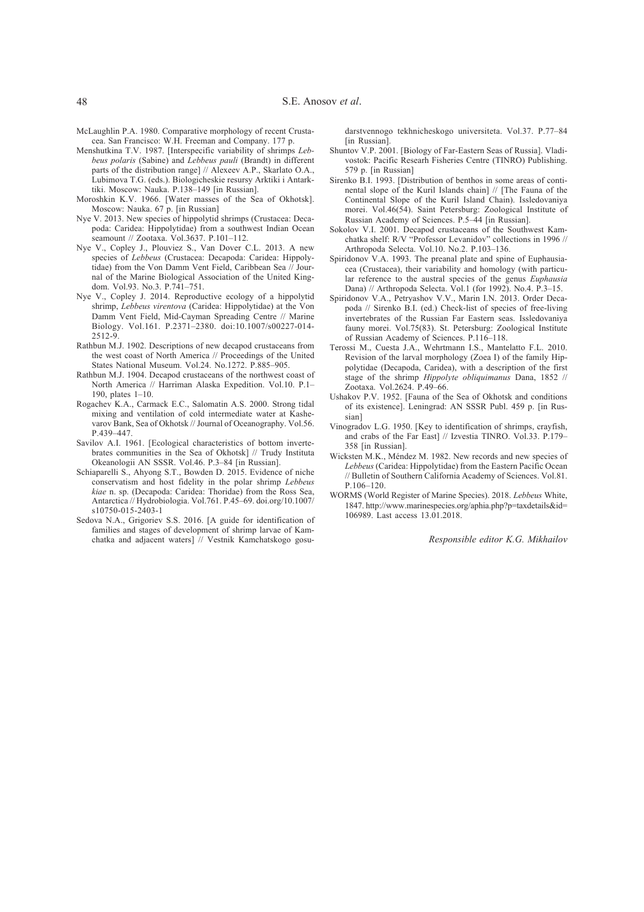McLaughlin P.A. 1980. Comparative morphology of recent Crustacea. San Francisco: W.H. Freeman and Company. 177 p.

Menshutkina T.V. 1987. [Interspecific variability of shrimps *Lebbeus polaris* (Sabine) and *Lebbeus pauli* (Brandt) in different parts of the distribution range] // Alexeev A.P., Skarlato O.A., Lubimova T.G. (eds.). Biologicheskie resursy Arktiki i Antarktiki. Moscow: Nauka. P.138–149 [in Russian].

Moroshkin K.V. 1966. [Water masses of the Sea of Okhotsk]. Moscow: Nauka. 67 p. [in Russian]

Nye V. 2013. New species of hippolytid shrimps (Crustacea: Decapoda: Caridea: Hippolytidae) from a southwest Indian Ocean seamount // Zootaxa. Vol.3637. P.101–112.

Nye V., Copley J., Plouviez S., Van Dover C.L. 2013. A new species of *Lebbeus* (Crustacea: Decapoda: Caridea: Hippolytidae) from the Von Damm Vent Field, Caribbean Sea // Journal of the Marine Biological Association of the United Kingdom. Vol.93. No.3. P.741–751.

Nye V., Copley J. 2014. Reproductive ecology of a hippolytid shrimp, *Lebbeus virentova* (Caridea: Hippolytidae) at the Von Damm Vent Field, Mid-Cayman Spreading Centre // Marine Biology. Vol.161. P.2371–2380. doi:10.1007/s00227-014-2512-9.

Rathbun M.J. 1902. Descriptions of new decapod crustaceans from the west coast of North America // Proceedings of the United States National Museum. Vol.24. No.1272. P.885–905.

Rathbun M.J. 1904. Decapod crustaceans of the northwest coast of North America // Harriman Alaska Expedition. Vol.10. P.1–190, plates 1–10.

Rogachev K.A., Carmack E.C., Salomatin A.S. 2000. Strong tidal mixing and ventilation of cold intermediate water at Kashevarov Bank, Sea of Okhotsk // Journal of Oceanography. Vol.56. P.439–447.

Savilov A.I. 1961. [Ecological characteristics of bottom invertebrates communities in the Sea of Okhotsk] // Trudy Instituta Okeanologii AN SSSR. Vol.46. P.3–84 [in Russian].

Schiaparelli S., Ahyong S.T., Bowden D. 2015. Evidence of niche conservatism and host fidelity in the polar shrimp *Lebbeus kiae* n. sp. (Decapoda: Caridea: Thoridae) from the Ross Sea, Antarctica // Hydrobiologia. Vol.761. P.45–69. doi.org/10.1007/s10750-015-2403-1

Sedova N.A., Grigoriev S.S. 2016. [A guide for identification of families and stages of development of shrimp larvae of Kamchatka and adjacent waters] // Vestnik Kamchatskogo gosudarstvennogo tekhnicheskogo universiteta. Vol.37. P.77–84 [in Russian].

Shuntov V.P. 2001. [Biology of Far-Eastern Seas of Russia]. Vladivostok: Pacific Researh Fisheries Centre (TINRO) Publishing. 579 p. [in Russian]

Sirenko B.I. 1993. [Distribution of benthos in some areas of continental slope of the Kuril Islands chain] // [The Fauna of the Continental Slope of the Kuril Island Chain). Issledovaniya morei. Vol.46(54). Saint Petersburg: Zoological Institute of Russian Academy of Sciences. P.5–44 [in Russian].

Sokolov V.I. 2001. Decapod crustaceans of the Southwest Kamchatka shelf: R/V "Professor Levanidov" collections in 1996 // Arthropoda Selecta. Vol.10. No.2. P.103–136.

Spiridonov V.A. 1993. The preanal plate and spine of Euphausiacea (Crustacea), their variability and homology (with particular reference to the austral species of the genus *Euphausia* Dana) // Arthropoda Selecta. Vol.1 (for 1992). No.4. P.3–15.

Spiridonov V.A., Petryashov V.V., Marin I.N. 2013. Order Decapoda // Sirenko B.I. (ed.) Check-list of species of free-living invertebrates of the Russian Far Eastern seas. Issledovaniya fauny morei. Vol.75(83). St. Petersburg: Zoological Institute of Russian Academy of Sciences. P.116–118.

Terossi M., Cuesta J.A., Wehrtmann I.S., Mantelatto F.L. 2010. Revision of the larval morphology (Zoea I) of the family Hippolytidae (Decapoda, Caridea), with a description of the first stage of the shrimp *Hippolyte obliquimanus* Dana, 1852 // Zootaxa. Vol.2624. P.49–66.

Ushakov P.V. 1952. [Fauna of the Sea of Okhotsk and conditions of its existence]. Leningrad: AN SSSR Publ. 459 p. [in Russian]

Vinogradov L.G. 1950. [Key to identification of shrimps, crayfish, and crabs of the Far East] // Izvestia TINRO. Vol.33. P.179–358 [in Russian].

Wicksten M.K., Méndez M. 1982. New records and new species of *Lebbeus* (Caridea: Hippolytidae) from the Eastern Pacific Ocean // Bulletin of Southern California Academy of Sciences. Vol.81. P.106–120.

WORMS (World Register of Marine Species). 2018. *Lebbeus* White, 1847. http://www.marinespecies.org/aphia.php?p=taxdetails&id=106989. Last access 13.01.2018.

*Responsible editor K.G. Mikhailov*